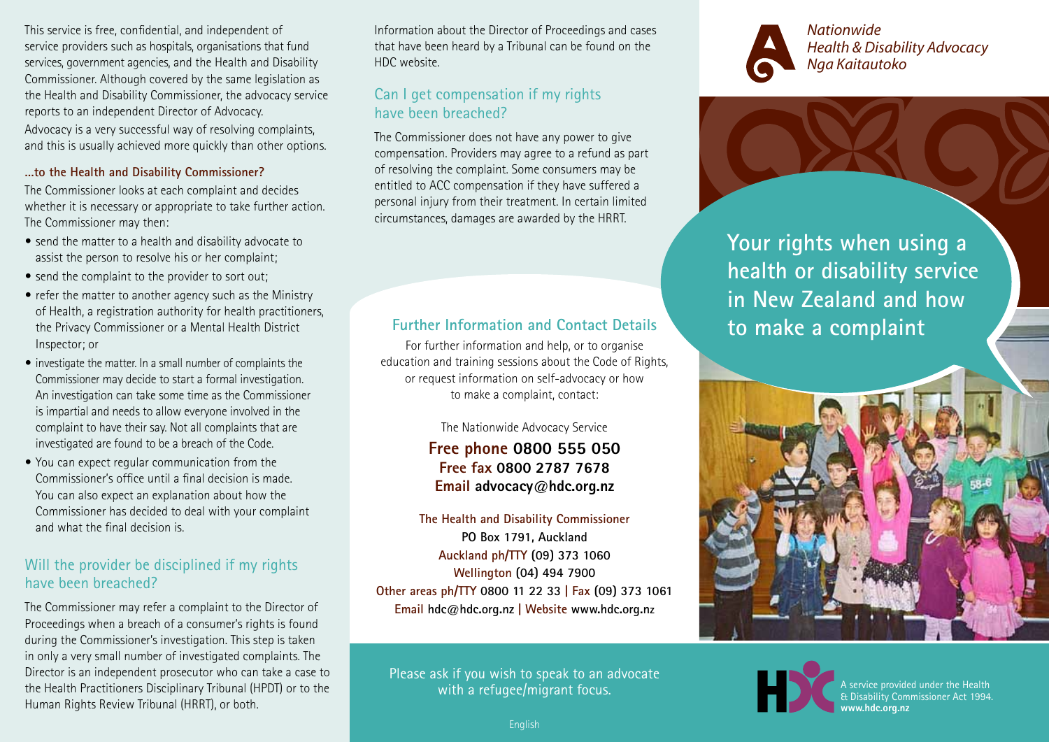This service is free, confidential, and independent of service providers such as hospitals, organisations that fund services, government agencies, and the Health and Disability Commissioner. Although covered by the same legislation as the Health and Disability Commissioner, the advocacy service reports to an independent Director of Advocacy.

Advocacy is a very successful way of resolving complaints, and this is usually achieved more quickly than other options.

**...to the Health and Disability Commissioner?**

The Commissioner looks at each complaint and decides whether it is necessary or appropriate to take further action. The Commissioner may then:

- send the matter to a health and disability advocate to assist the person to resolve his or her complaint;
- send the complaint to the provider to sort out;
- refer the matter to another agency such as the Ministry of Health, a registration authority for health practitioners, the Privacy Commissioner or a Mental Health District Inspector; or
- investigate the matter. In a small number of complaints the Commissioner may decide to start a formal investigation. An investigation can take some time as the Commissioner is impartial and needs to allow everyone involved in the complaint to have their say. Not all complaints that are investigated are found to be a breach of the Code.
- You can expect regular communication from the Commissioner's office until a final decision is made. You can also expect an explanation about how the Commissioner has decided to deal with your complaint and what the final decision is.

## Will the provider be disciplined if my rights have been breached?

The Commissioner may refer a complaint to the Director of Proceedings when a breach of a consumer's rights is found during the Commissioner's investigation. This step is taken in only a very small number of investigated complaints. The Director is an independent prosecutor who can take a case to the Health Practitioners Disciplinary Tribunal (HPDT) or to the Human Rights Review Tribunal (HRRT), or both.

Information about the Director of Proceedings and cases that have been heard by a Tribunal can be found on the HDC website.

## Can I get compensation if my rights have been breached?

The Commissioner does not have any power to give compensation. Providers may agree to a refund as part of resolving the complaint. Some consumers may be entitled to ACC compensation if they have suffered a personal injury from their treatment. In certain limited circumstances, damages are awarded by the HRRT.

## Further Information and Contact Details

For further information and help, or to organise education and training sessions about the Code of Rights, or request information on self-advocacy or how to make a complaint, contact:

The Nationwide Advocacy Service

**Free phone 0800 555 050**
**Free fax 0800 2787 7678**
**Email advocacy@hdc.org.nz**

**The Health and Disability Commissioner**
**PO Box 1791, Auckland**
**Auckland ph/TTY (09) 373 1060**
**Wellington (04) 494 7900**
**Other areas ph/TTY 0800 11 22 33 | Fax (09) 373 1061**
**Email hdc@hdc.org.nz | Website www.hdc.org.nz**

Please ask if you wish to speak to an advocate with a refugee/migrant focus.

English

*Nationwide*
*Health & Disability Advocacy*
*Nga Kaitautoko*

# Your rights when using a health or disability service in New Zealand and how to make a complaint

A service provided under the Health & Disability Commissioner Act 1994.
**www.hdc.org.nz**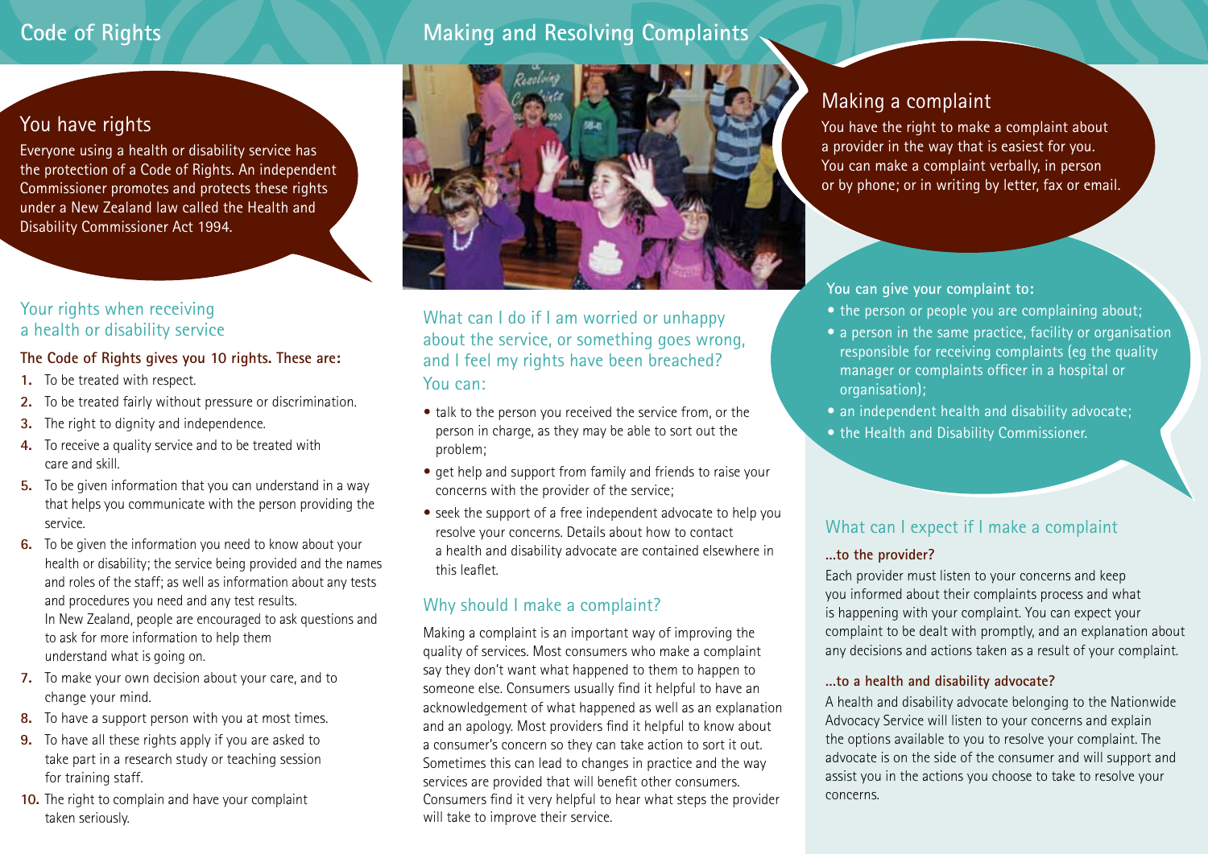## Code of Rights

### You have rights

Everyone using a health or disability service has the protection of a Code of Rights. An independent Commissioner promotes and protects these rights under a New Zealand law called the Health and Disability Commissioner Act 1994.

### Your rights when receiving a health or disability service

**The Code of Rights gives you 10 rights. These are:**

1. To be treated with respect.
2. To be treated fairly without pressure or discrimination.
3. The right to dignity and independence.
4. To receive a quality service and to be treated with care and skill.
5. To be given information that you can understand in a way that helps you communicate with the person providing the service.
6. To be given the information you need to know about your health or disability; the service being provided and the names and roles of the staff; as well as information about any tests and procedures you need and any test results. In New Zealand, people are encouraged to ask questions and to ask for more information to help them understand what is going on.
7. To make your own decision about your care, and to change your mind.
8. To have a support person with you at most times.
9. To have all these rights apply if you are asked to take part in a research study or teaching session for training staff.
10. The right to complain and have your complaint taken seriously.

## Making and Resolving Complaints

### What can I do if I am worried or unhappy about the service, or something goes wrong, and I feel my rights have been breached? You can:

- talk to the person you received the service from, or the person in charge, as they may be able to sort out the problem;
- get help and support from family and friends to raise your concerns with the provider of the service;
- seek the support of a free independent advocate to help you resolve your concerns. Details about how to contact a health and disability advocate are contained elsewhere in this leaflet.

### Why should I make a complaint?

Making a complaint is an important way of improving the quality of services. Most consumers who make a complaint say they don't want what happened to them to happen to someone else. Consumers usually find it helpful to have an acknowledgement of what happened as well as an explanation and an apology. Most providers find it helpful to know about a consumer's concern so they can take action to sort it out. Sometimes this can lead to changes in practice and the way services are provided that will benefit other consumers. Consumers find it very helpful to hear what steps the provider will take to improve their service.

### Making a complaint

You have the right to make a complaint about a provider in the way that is easiest for you. You can make a complaint verbally, in person or by phone; or in writing by letter, fax or email.

**You can give your complaint to:**

- the person or people you are complaining about;
- a person in the same practice, facility or organisation responsible for receiving complaints (eg the quality manager or complaints officer in a hospital or organisation);
- an independent health and disability advocate;
- the Health and Disability Commissioner.

### What can I expect if I make a complaint

**...to the provider?**

Each provider must listen to your concerns and keep you informed about their complaints process and what is happening with your complaint. You can expect your complaint to be dealt with promptly, and an explanation about any decisions and actions taken as a result of your complaint.

**...to a health and disability advocate?**

A health and disability advocate belonging to the Nationwide Advocacy Service will listen to your concerns and explain the options available to you to resolve your complaint. The advocate is on the side of the consumer and will support and assist you in the actions you choose to take to resolve your concerns.